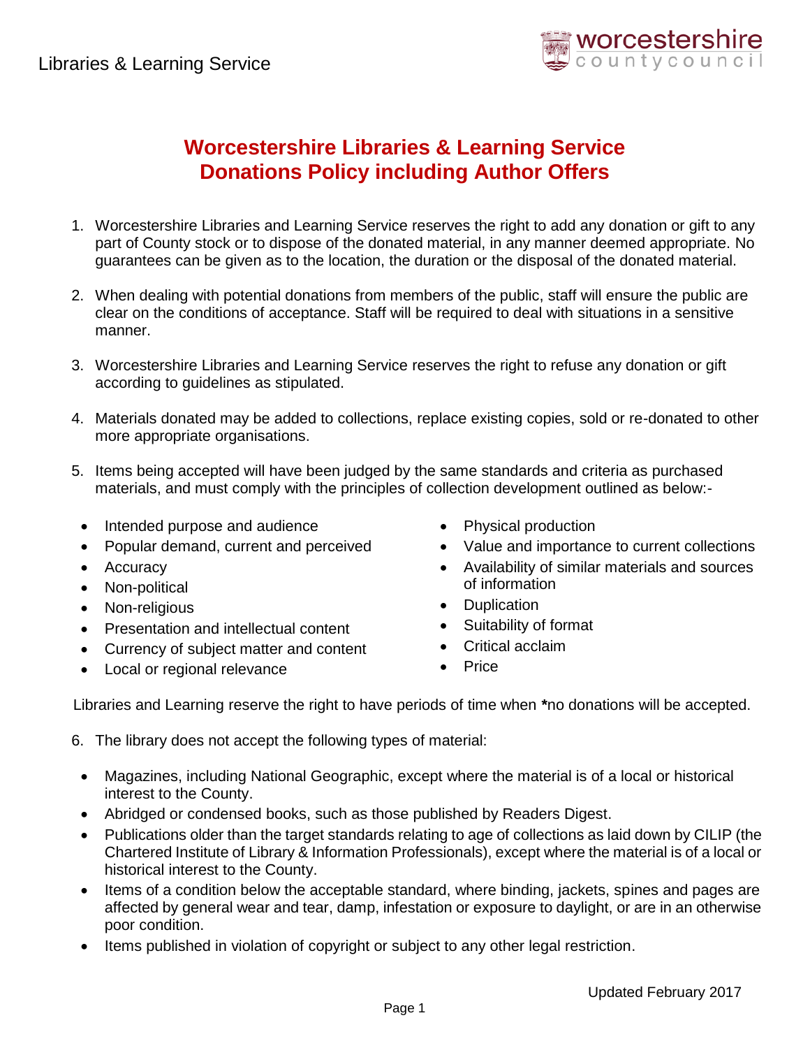Libraries & Learning Service

# Worcestershire Libraries & Learning Service
# Donations Policy including Author Offers

1. Worcestershire Libraries and Learning Service reserves the right to add any donation or gift to any part of County stock or to dispose of the donated material, in any manner deemed appropriate. No guarantees can be given as to the location, the duration or the disposal of the donated material.

2. When dealing with potential donations from members of the public, staff will ensure the public are clear on the conditions of acceptance. Staff will be required to deal with situations in a sensitive manner.

3. Worcestershire Libraries and Learning Service reserves the right to refuse any donation or gift according to guidelines as stipulated.

4. Materials donated may be added to collections, replace existing copies, sold or re-donated to other more appropriate organisations.

5. Items being accepted will have been judged by the same standards and criteria as purchased materials, and must comply with the principles of collection development outlined as below:-

   - Intended purpose and audience
   - Popular demand, current and perceived
   - Accuracy
   - Non-political
   - Non-religious
   - Presentation and intellectual content
   - Currency of subject matter and content
   - Local or regional relevance
   - Physical production
   - Value and importance to current collections
   - Availability of similar materials and sources of information
   - Duplication
   - Suitability of format
   - Critical acclaim
   - Price

Libraries and Learning reserve the right to have periods of time when **\***no donations will be accepted.

6. The library does not accept the following types of material:

   - Magazines, including National Geographic, except where the material is of a local or historical interest to the County.
   - Abridged or condensed books, such as those published by Readers Digest.
   - Publications older than the target standards relating to age of collections as laid down by CILIP (the Chartered Institute of Library & Information Professionals), except where the material is of a local or historical interest to the County.
   - Items of a condition below the acceptable standard, where binding, jackets, spines and pages are affected by general wear and tear, damp, infestation or exposure to daylight, or are in an otherwise poor condition.
   - Items published in violation of copyright or subject to any other legal restriction.

Updated February 2017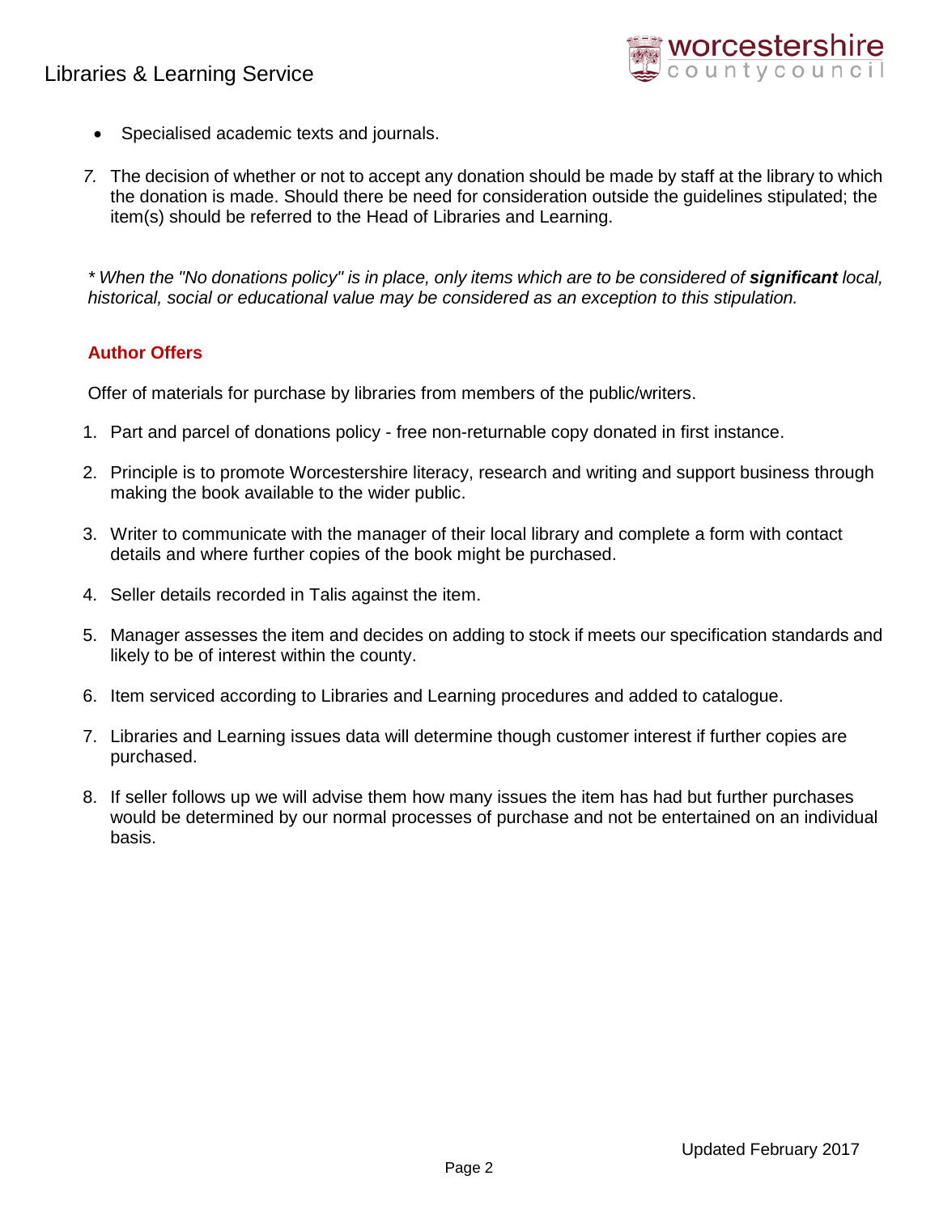- Specialised academic texts and journals.

*7.* The decision of whether or not to accept any donation should be made by staff at the library to which the donation is made. Should there be need for consideration outside the guidelines stipulated; the item(s) should be referred to the Head of Libraries and Learning.

*\* When the "No donations policy" is in place, only items which are to be considered of* ***significant*** *local, historical, social or educational value may be considered as an exception to this stipulation.*

## Author Offers

Offer of materials for purchase by libraries from members of the public/writers.

1. Part and parcel of donations policy - free non-returnable copy donated in first instance.
2. Principle is to promote Worcestershire literacy, research and writing and support business through making the book available to the wider public.
3. Writer to communicate with the manager of their local library and complete a form with contact details and where further copies of the book might be purchased.
4. Seller details recorded in Talis against the item.
5. Manager assesses the item and decides on adding to stock if meets our specification standards and likely to be of interest within the county.
6. Item serviced according to Libraries and Learning procedures and added to catalogue.
7. Libraries and Learning issues data will determine though customer interest if further copies are purchased.
8. If seller follows up we will advise them how many issues the item has had but further purchases would be determined by our normal processes of purchase and not be entertained on an individual basis.

Updated February 2017